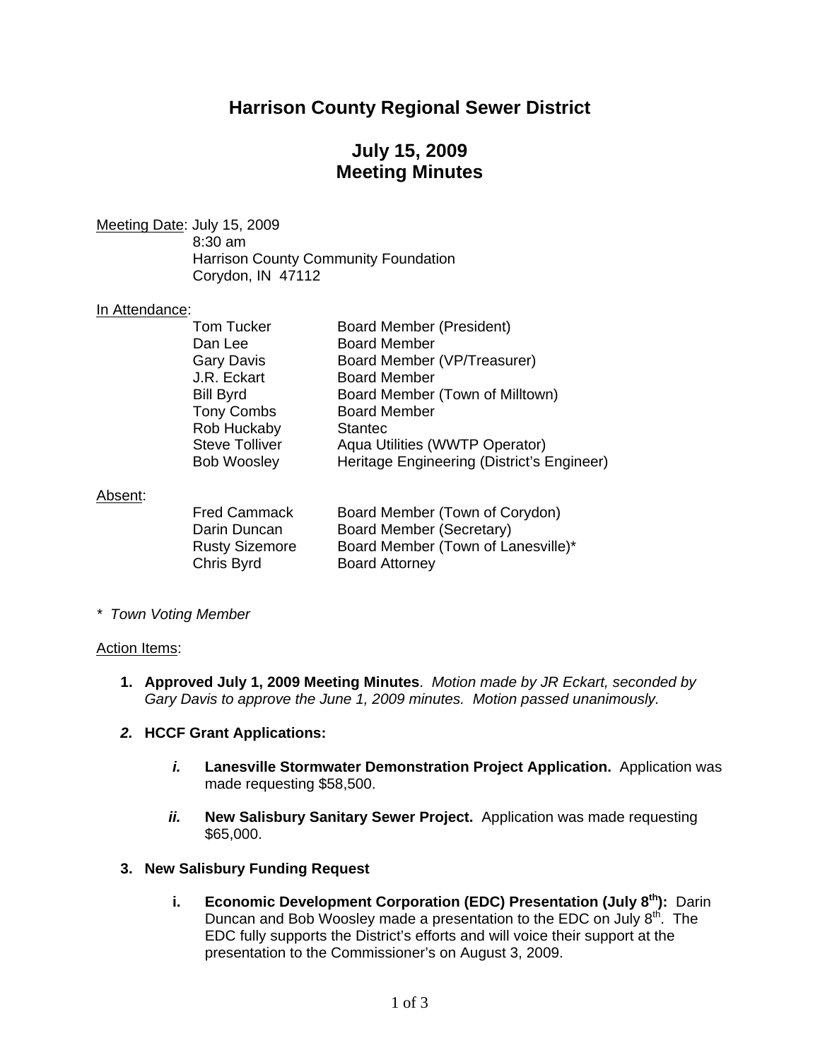# Harrison County Regional Sewer District

## July 15, 2009
## Meeting Minutes

Meeting Date: July 15, 2009
8:30 am
Harrison County Community Foundation
Corydon, IN 47112

In Attendance:

| | |
|---|---|
| Tom Tucker | Board Member (President) |
| Dan Lee | Board Member |
| Gary Davis | Board Member (VP/Treasurer) |
| J.R. Eckart | Board Member |
| Bill Byrd | Board Member (Town of Milltown) |
| Tony Combs | Board Member |
| Rob Huckaby | Stantec |
| Steve Tolliver | Aqua Utilities (WWTP Operator) |
| Bob Woosley | Heritage Engineering (District's Engineer) |

Absent:

| | |
|---|---|
| Fred Cammack | Board Member (Town of Corydon) |
| Darin Duncan | Board Member (Secretary) |
| Rusty Sizemore | Board Member (Town of Lanesville)* |
| Chris Byrd | Board Attorney |

*\* Town Voting Member*

Action Items:

1. **Approved July 1, 2009 Meeting Minutes**. *Motion made by JR Eckart, seconded by Gary Davis to approve the June 1, 2009 minutes. Motion passed unanimously.*

2. **HCCF Grant Applications:**

   *i.* **Lanesville Stormwater Demonstration Project Application.** Application was made requesting $58,500.

   *ii.* **New Salisbury Sanitary Sewer Project.** Application was made requesting $65,000.

3. **New Salisbury Funding Request**

   i. **Economic Development Corporation (EDC) Presentation (July 8th):** Darin Duncan and Bob Woosley made a presentation to the EDC on July 8th. The EDC fully supports the District's efforts and will voice their support at the presentation to the Commissioner's on August 3, 2009.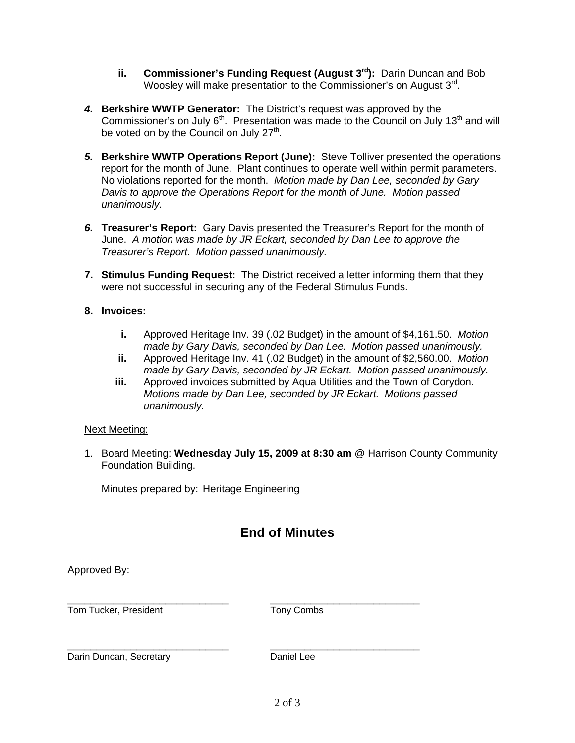ii. **Commissioner's Funding Request (August 3rd):** Darin Duncan and Bob Woosley will make presentation to the Commissioner's on August 3rd.

4. **Berkshire WWTP Generator:** The District's request was approved by the Commissioner's on July 6th. Presentation was made to the Council on July 13th and will be voted on by the Council on July 27th.

5. **Berkshire WWTP Operations Report (June):** Steve Tolliver presented the operations report for the month of June. Plant continues to operate well within permit parameters. No violations reported for the month. *Motion made by Dan Lee, seconded by Gary Davis to approve the Operations Report for the month of June. Motion passed unanimously.*

6. **Treasurer's Report:** Gary Davis presented the Treasurer's Report for the month of June. *A motion was made by JR Eckart, seconded by Dan Lee to approve the Treasurer's Report. Motion passed unanimously.*

7. **Stimulus Funding Request:** The District received a letter informing them that they were not successful in securing any of the Federal Stimulus Funds.

8. **Invoices:**

   i. Approved Heritage Inv. 39 (.02 Budget) in the amount of $4,161.50. *Motion made by Gary Davis, seconded by Dan Lee. Motion passed unanimously.*
   ii. Approved Heritage Inv. 41 (.02 Budget) in the amount of $2,560.00. *Motion made by Gary Davis, seconded by JR Eckart. Motion passed unanimously.*
   iii. Approved invoices submitted by Aqua Utilities and the Town of Corydon. *Motions made by Dan Lee, seconded by JR Eckart. Motions passed unanimously.*

Next Meeting:

1. Board Meeting: **Wednesday July 15, 2009 at 8:30 am** @ Harrison County Community Foundation Building.

   Minutes prepared by: Heritage Engineering

## End of Minutes

Approved By:

| ______________________________ | ______________________________ |
|---|---|
| Tom Tucker, President | Tony Combs |
| ______________________________ | ______________________________ |
| Darin Duncan, Secretary | Daniel Lee |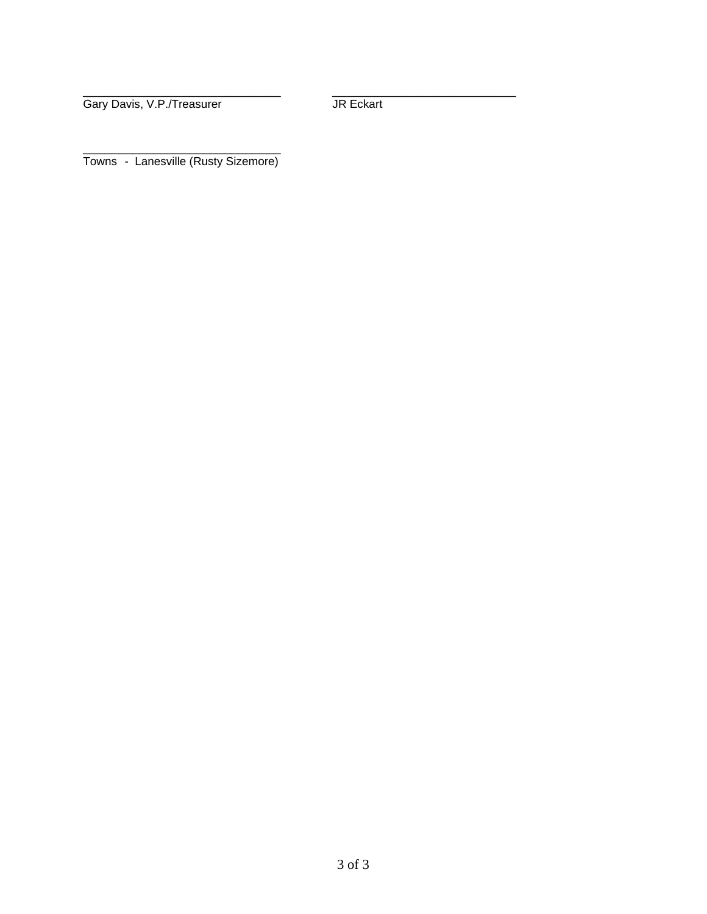_______________________________ &nbsp;&nbsp;&nbsp;&nbsp;&nbsp;&nbsp;&nbsp;&nbsp; _____________________________

Gary Davis, V.P./Treasurer &nbsp;&nbsp;&nbsp;&nbsp;&nbsp;&nbsp;&nbsp;&nbsp; JR Eckart

_______________________________

Towns - Lanesville (Rusty Sizemore)